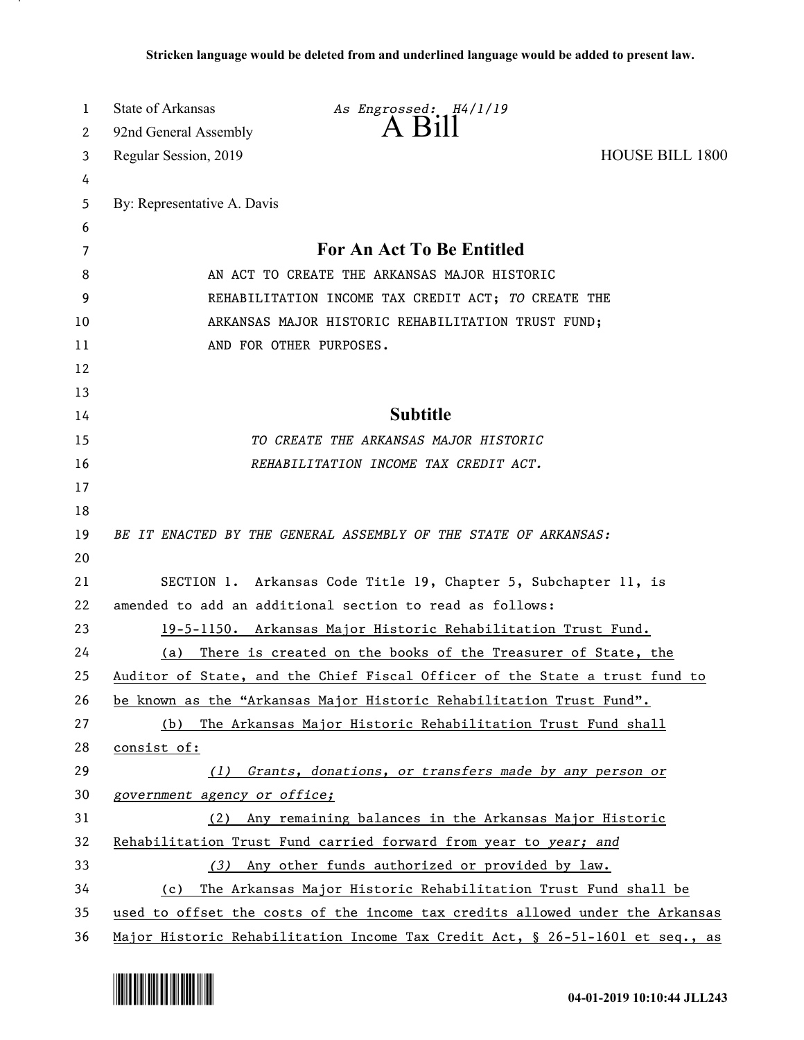**Stricken language would be deleted from and underlined language would be added to present law.**

State of Arkansas — *As Engrossed: H4/1/19*

92nd General Assembly

# A Bill

Regular Session, 2019 — HOUSE BILL 1800

By: Representative A. Davis

## For An Act To Be Entitled

AN ACT TO CREATE THE ARKANSAS MAJOR HISTORIC REHABILITATION INCOME TAX CREDIT ACT; *TO* CREATE THE ARKANSAS MAJOR HISTORIC REHABILITATION TRUST FUND; AND FOR OTHER PURPOSES.

## Subtitle

*TO CREATE THE ARKANSAS MAJOR HISTORIC REHABILITATION INCOME TAX CREDIT ACT.*

*BE IT ENACTED BY THE GENERAL ASSEMBLY OF THE STATE OF ARKANSAS:*

SECTION 1. Arkansas Code Title 19, Chapter 5, Subchapter 11, is amended to add an additional section to read as follows:

<u>19-5-1150. Arkansas Major Historic Rehabilitation Trust Fund.</u>

<u>(a) There is created on the books of the Treasurer of State, the Auditor of State, and the Chief Fiscal Officer of the State a trust fund to be known as the "Arkansas Major Historic Rehabilitation Trust Fund".</u>

<u>(b) The Arkansas Major Historic Rehabilitation Trust Fund shall consist of:</u>

<u>*(1) Grants, donations, or transfers made by any person or government agency or office;*</u>

<u>(2) Any remaining balances in the Arkansas Major Historic Rehabilitation Trust Fund carried forward from year to *year; and*</u>

<u>*(3)* Any other funds authorized or provided by law.</u>

<u>(c) The Arkansas Major Historic Rehabilitation Trust Fund shall be used to offset the costs of the income tax credits allowed under the Arkansas Major Historic Rehabilitation Income Tax Credit Act, § 26-51-1601 et seq., as</u>

04-01-2019 10:10:44 JLL243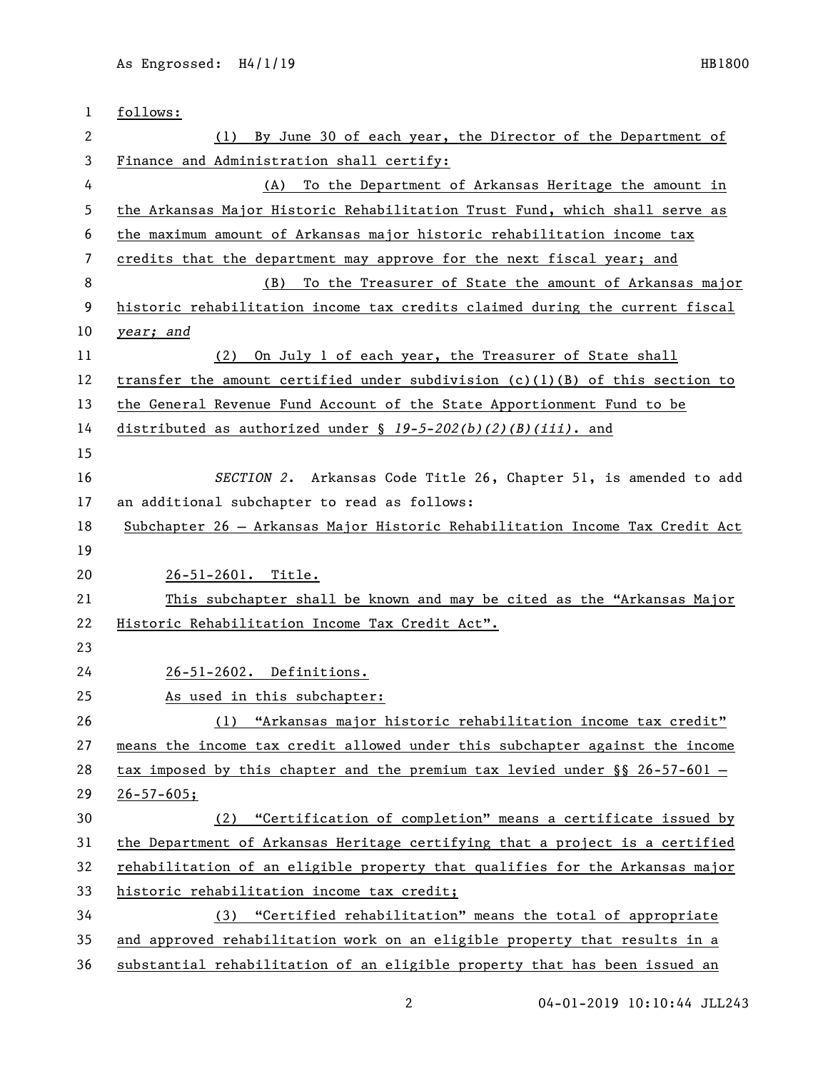follows:

(1) By June 30 of each year, the Director of the Department of Finance and Administration shall certify:

(A) To the Department of Arkansas Heritage the amount in the Arkansas Major Historic Rehabilitation Trust Fund, which shall serve as the maximum amount of Arkansas major historic rehabilitation income tax credits that the department may approve for the next fiscal year; and

(B) To the Treasurer of State the amount of Arkansas major historic rehabilitation income tax credits claimed during the current fiscal *year; and*

(2) On July 1 of each year, the Treasurer of State shall transfer the amount certified under subdivision (c)(1)(B) of this section to the General Revenue Fund Account of the State Apportionment Fund to be distributed as authorized under § *19-5-202(b)(2)(B)(iii)*. and

*SECTION 2.* Arkansas Code Title 26, Chapter 51, is amended to add an additional subchapter to read as follows:

Subchapter 26 — Arkansas Major Historic Rehabilitation Income Tax Credit Act

26-51-2601. Title.

This subchapter shall be known and may be cited as the "Arkansas Major Historic Rehabilitation Income Tax Credit Act".

26-51-2602. Definitions.

As used in this subchapter:

(1) "Arkansas major historic rehabilitation income tax credit" means the income tax credit allowed under this subchapter against the income tax imposed by this chapter and the premium tax levied under §§ 26-57-601 — 26-57-605;

(2) "Certification of completion" means a certificate issued by the Department of Arkansas Heritage certifying that a project is a certified rehabilitation of an eligible property that qualifies for the Arkansas major historic rehabilitation income tax credit;

(3) "Certified rehabilitation" means the total of appropriate and approved rehabilitation work on an eligible property that results in a substantial rehabilitation of an eligible property that has been issued an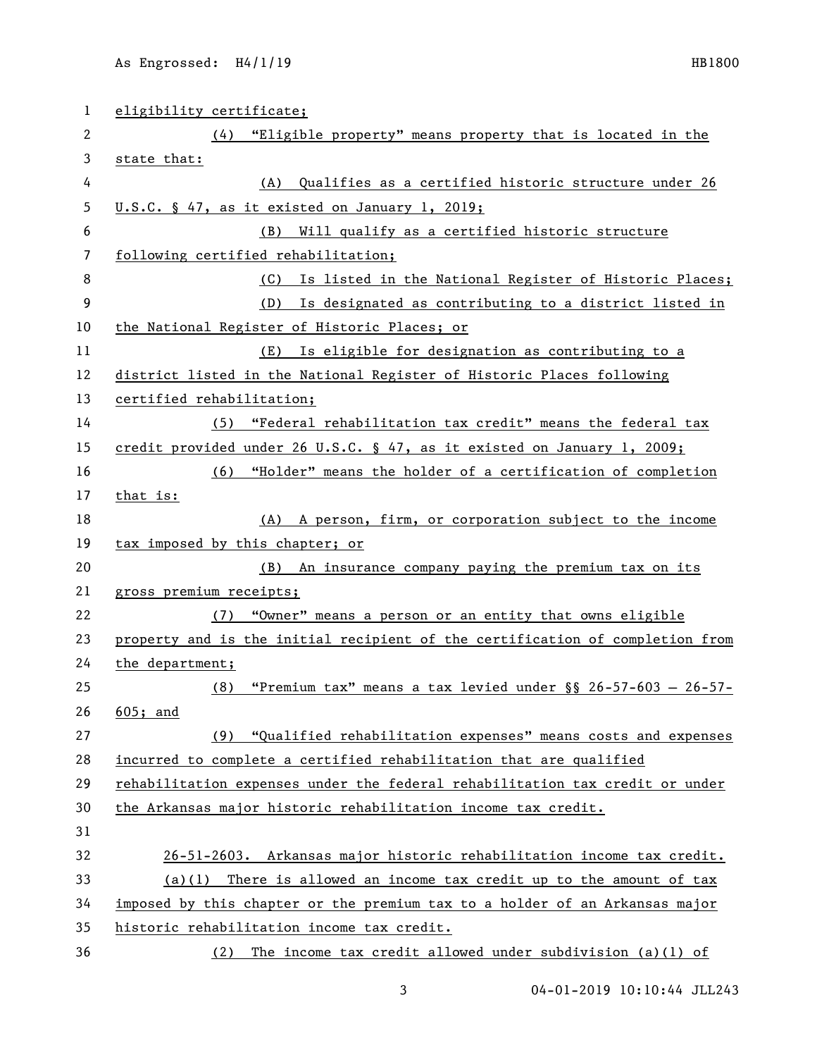eligibility certificate;

(4) "Eligible property" means property that is located in the state that:

(A) Qualifies as a certified historic structure under 26 U.S.C. § 47, as it existed on January 1, 2019;

(B) Will qualify as a certified historic structure following certified rehabilitation;

(C) Is listed in the National Register of Historic Places;

(D) Is designated as contributing to a district listed in the National Register of Historic Places; or

(E) Is eligible for designation as contributing to a district listed in the National Register of Historic Places following certified rehabilitation;

(5) "Federal rehabilitation tax credit" means the federal tax credit provided under 26 U.S.C. § 47, as it existed on January 1, 2009;

(6) "Holder" means the holder of a certification of completion that is:

(A) A person, firm, or corporation subject to the income tax imposed by this chapter; or

(B) An insurance company paying the premium tax on its gross premium receipts;

(7) "Owner" means a person or an entity that owns eligible property and is the initial recipient of the certification of completion from the department;

(8) "Premium tax" means a tax levied under §§ 26-57-603 — 26-57-605; and

(9) "Qualified rehabilitation expenses" means costs and expenses incurred to complete a certified rehabilitation that are qualified rehabilitation expenses under the federal rehabilitation tax credit or under the Arkansas major historic rehabilitation income tax credit.

26-51-2603. Arkansas major historic rehabilitation income tax credit.

(a)(1) There is allowed an income tax credit up to the amount of tax imposed by this chapter or the premium tax to a holder of an Arkansas major historic rehabilitation income tax credit.

(2) The income tax credit allowed under subdivision (a)(1) of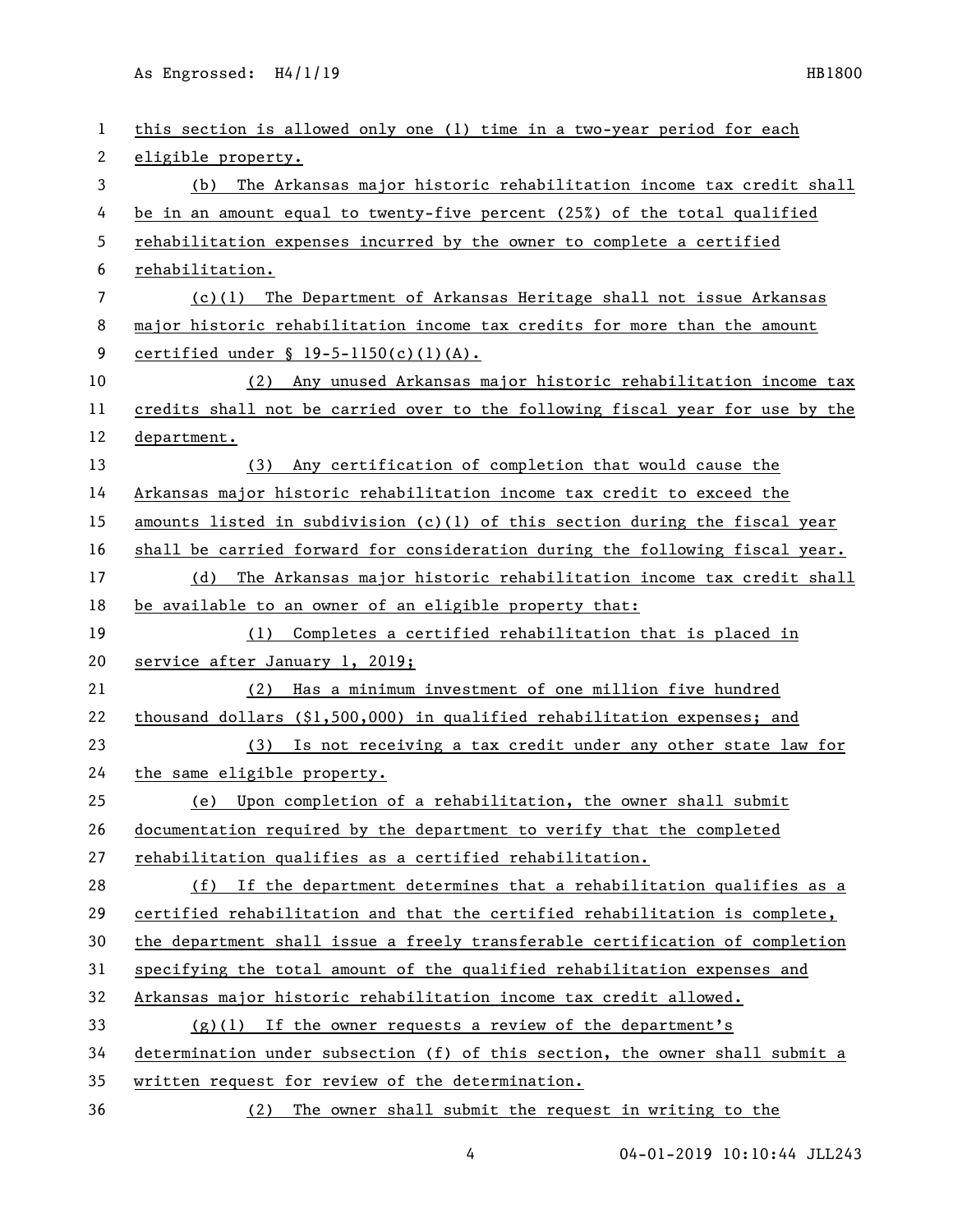this section is allowed only one (1) time in a two-year period for each eligible property.

(b) The Arkansas major historic rehabilitation income tax credit shall be in an amount equal to twenty-five percent (25%) of the total qualified rehabilitation expenses incurred by the owner to complete a certified rehabilitation.

(c)(1) The Department of Arkansas Heritage shall not issue Arkansas major historic rehabilitation income tax credits for more than the amount certified under § 19-5-1150(c)(1)(A).

(2) Any unused Arkansas major historic rehabilitation income tax credits shall not be carried over to the following fiscal year for use by the department.

(3) Any certification of completion that would cause the Arkansas major historic rehabilitation income tax credit to exceed the amounts listed in subdivision (c)(1) of this section during the fiscal year shall be carried forward for consideration during the following fiscal year.

(d) The Arkansas major historic rehabilitation income tax credit shall be available to an owner of an eligible property that:

(1) Completes a certified rehabilitation that is placed in service after January 1, 2019;

(2) Has a minimum investment of one million five hundred thousand dollars ($1,500,000) in qualified rehabilitation expenses; and

(3) Is not receiving a tax credit under any other state law for the same eligible property.

(e) Upon completion of a rehabilitation, the owner shall submit documentation required by the department to verify that the completed rehabilitation qualifies as a certified rehabilitation.

(f) If the department determines that a rehabilitation qualifies as a certified rehabilitation and that the certified rehabilitation is complete, the department shall issue a freely transferable certification of completion specifying the total amount of the qualified rehabilitation expenses and Arkansas major historic rehabilitation income tax credit allowed.

(g)(1) If the owner requests a review of the department's determination under subsection (f) of this section, the owner shall submit a written request for review of the determination.

(2) The owner shall submit the request in writing to the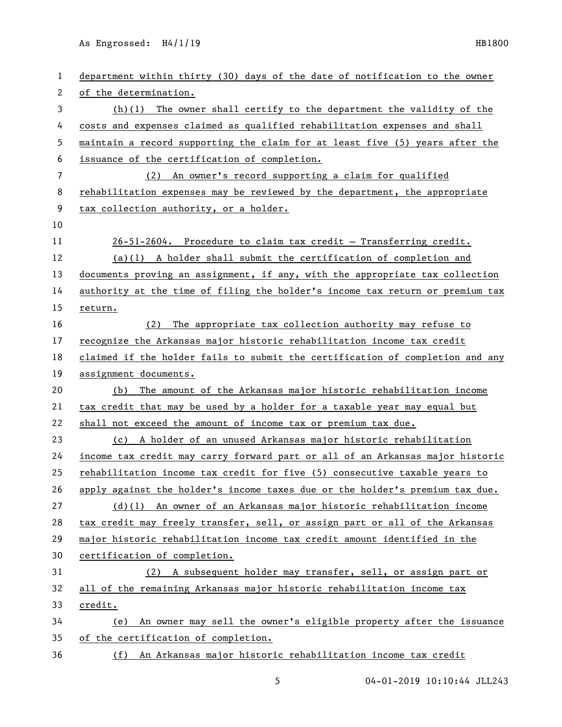department within thirty (30) days of the date of notification to the owner of the determination.

(h)(1) The owner shall certify to the department the validity of the costs and expenses claimed as qualified rehabilitation expenses and shall maintain a record supporting the claim for at least five (5) years after the issuance of the certification of completion.

(2) An owner's record supporting a claim for qualified rehabilitation expenses may be reviewed by the department, the appropriate tax collection authority, or a holder.

26-51-2604. Procedure to claim tax credit — Transferring credit.

(a)(1) A holder shall submit the certification of completion and documents proving an assignment, if any, with the appropriate tax collection authority at the time of filing the holder's income tax return or premium tax return.

(2) The appropriate tax collection authority may refuse to recognize the Arkansas major historic rehabilitation income tax credit claimed if the holder fails to submit the certification of completion and any assignment documents.

(b) The amount of the Arkansas major historic rehabilitation income tax credit that may be used by a holder for a taxable year may equal but shall not exceed the amount of income tax or premium tax due.

(c) A holder of an unused Arkansas major historic rehabilitation income tax credit may carry forward part or all of an Arkansas major historic rehabilitation income tax credit for five (5) consecutive taxable years to apply against the holder's income taxes due or the holder's premium tax due.

(d)(1) An owner of an Arkansas major historic rehabilitation income tax credit may freely transfer, sell, or assign part or all of the Arkansas major historic rehabilitation income tax credit amount identified in the certification of completion.

(2) A subsequent holder may transfer, sell, or assign part or all of the remaining Arkansas major historic rehabilitation income tax credit.

(e) An owner may sell the owner's eligible property after the issuance of the certification of completion.

(f) An Arkansas major historic rehabilitation income tax credit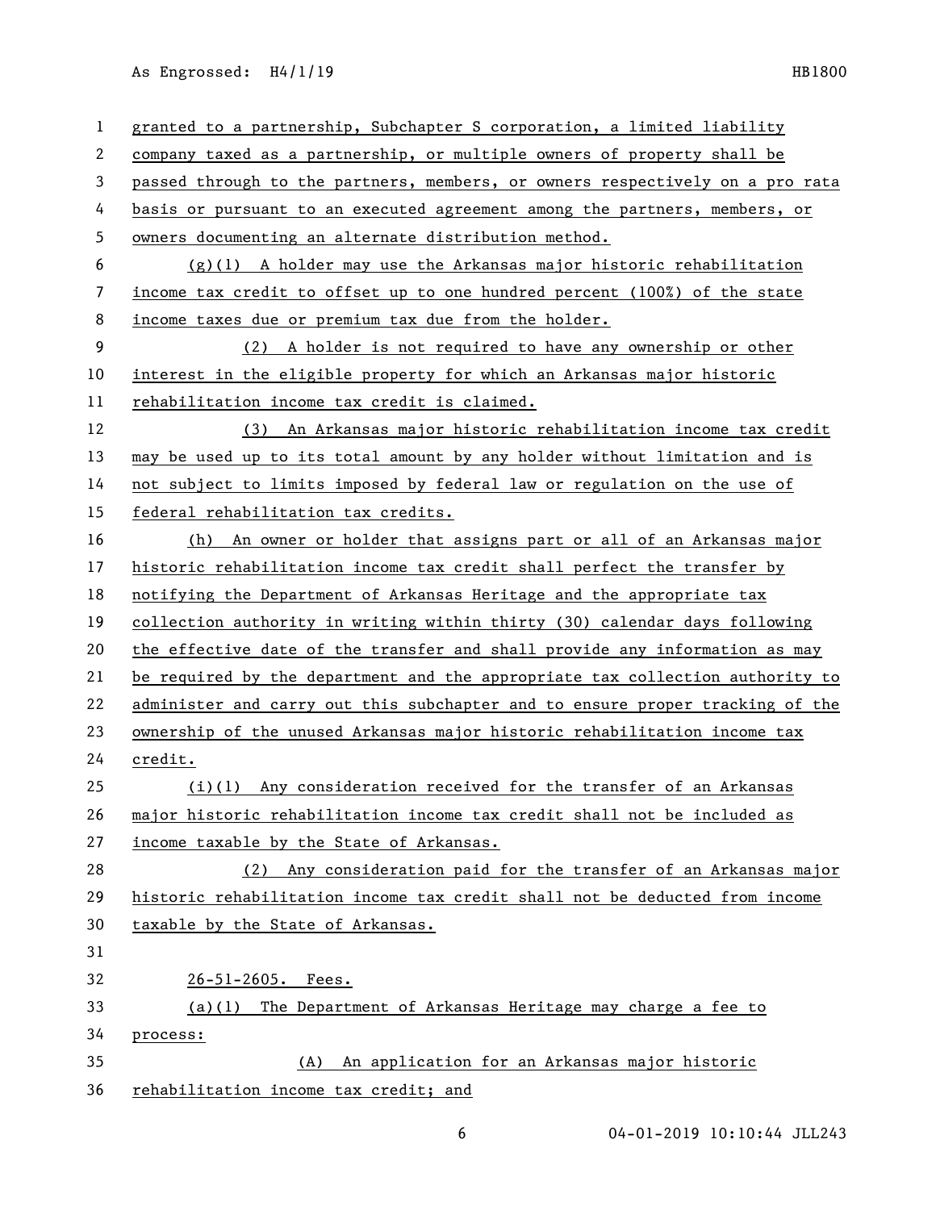granted to a partnership, Subchapter S corporation, a limited liability company taxed as a partnership, or multiple owners of property shall be passed through to the partners, members, or owners respectively on a pro rata basis or pursuant to an executed agreement among the partners, members, or owners documenting an alternate distribution method.

(g)(1) A holder may use the Arkansas major historic rehabilitation income tax credit to offset up to one hundred percent (100%) of the state income taxes due or premium tax due from the holder.

(2) A holder is not required to have any ownership or other interest in the eligible property for which an Arkansas major historic rehabilitation income tax credit is claimed.

(3) An Arkansas major historic rehabilitation income tax credit may be used up to its total amount by any holder without limitation and is not subject to limits imposed by federal law or regulation on the use of federal rehabilitation tax credits.

(h) An owner or holder that assigns part or all of an Arkansas major historic rehabilitation income tax credit shall perfect the transfer by notifying the Department of Arkansas Heritage and the appropriate tax collection authority in writing within thirty (30) calendar days following the effective date of the transfer and shall provide any information as may be required by the department and the appropriate tax collection authority to administer and carry out this subchapter and to ensure proper tracking of the ownership of the unused Arkansas major historic rehabilitation income tax credit.

(i)(1) Any consideration received for the transfer of an Arkansas major historic rehabilitation income tax credit shall not be included as income taxable by the State of Arkansas.

(2) Any consideration paid for the transfer of an Arkansas major historic rehabilitation income tax credit shall not be deducted from income taxable by the State of Arkansas.

26-51-2605. Fees.

(a)(1) The Department of Arkansas Heritage may charge a fee to process:

(A) An application for an Arkansas major historic rehabilitation income tax credit; and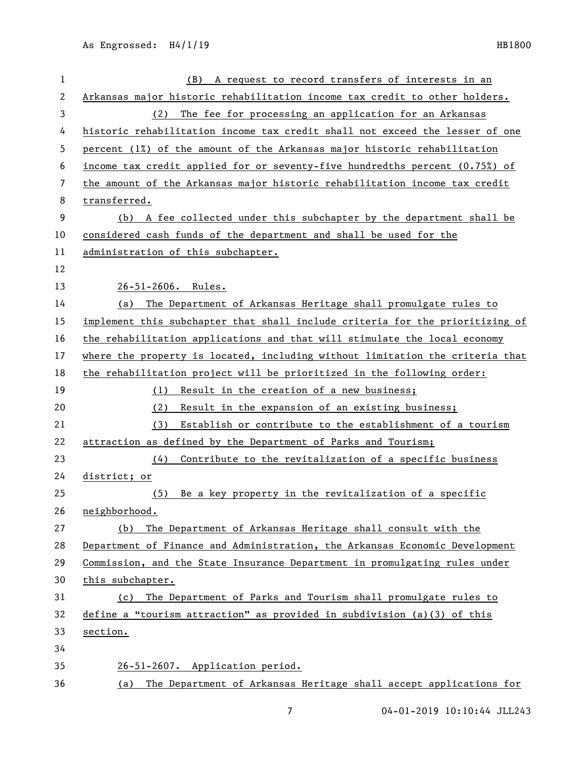(B) A request to record transfers of interests in an Arkansas major historic rehabilitation income tax credit to other holders.

(2) The fee for processing an application for an Arkansas historic rehabilitation income tax credit shall not exceed the lesser of one percent (1%) of the amount of the Arkansas major historic rehabilitation income tax credit applied for or seventy-five hundredths percent (0.75%) of the amount of the Arkansas major historic rehabilitation income tax credit transferred.

(b) A fee collected under this subchapter by the department shall be considered cash funds of the department and shall be used for the administration of this subchapter.

26-51-2606. Rules.

(a) The Department of Arkansas Heritage shall promulgate rules to implement this subchapter that shall include criteria for the prioritizing of the rehabilitation applications and that will stimulate the local economy where the property is located, including without limitation the criteria that the rehabilitation project will be prioritized in the following order:

(1) Result in the creation of a new business;

(2) Result in the expansion of an existing business;

(3) Establish or contribute to the establishment of a tourism attraction as defined by the Department of Parks and Tourism;

(4) Contribute to the revitalization of a specific business district; or

(5) Be a key property in the revitalization of a specific neighborhood.

(b) The Department of Arkansas Heritage shall consult with the Department of Finance and Administration, the Arkansas Economic Development Commission, and the State Insurance Department in promulgating rules under this subchapter.

(c) The Department of Parks and Tourism shall promulgate rules to define a "tourism attraction" as provided in subdivision (a)(3) of this section.

26-51-2607. Application period.

(a) The Department of Arkansas Heritage shall accept applications for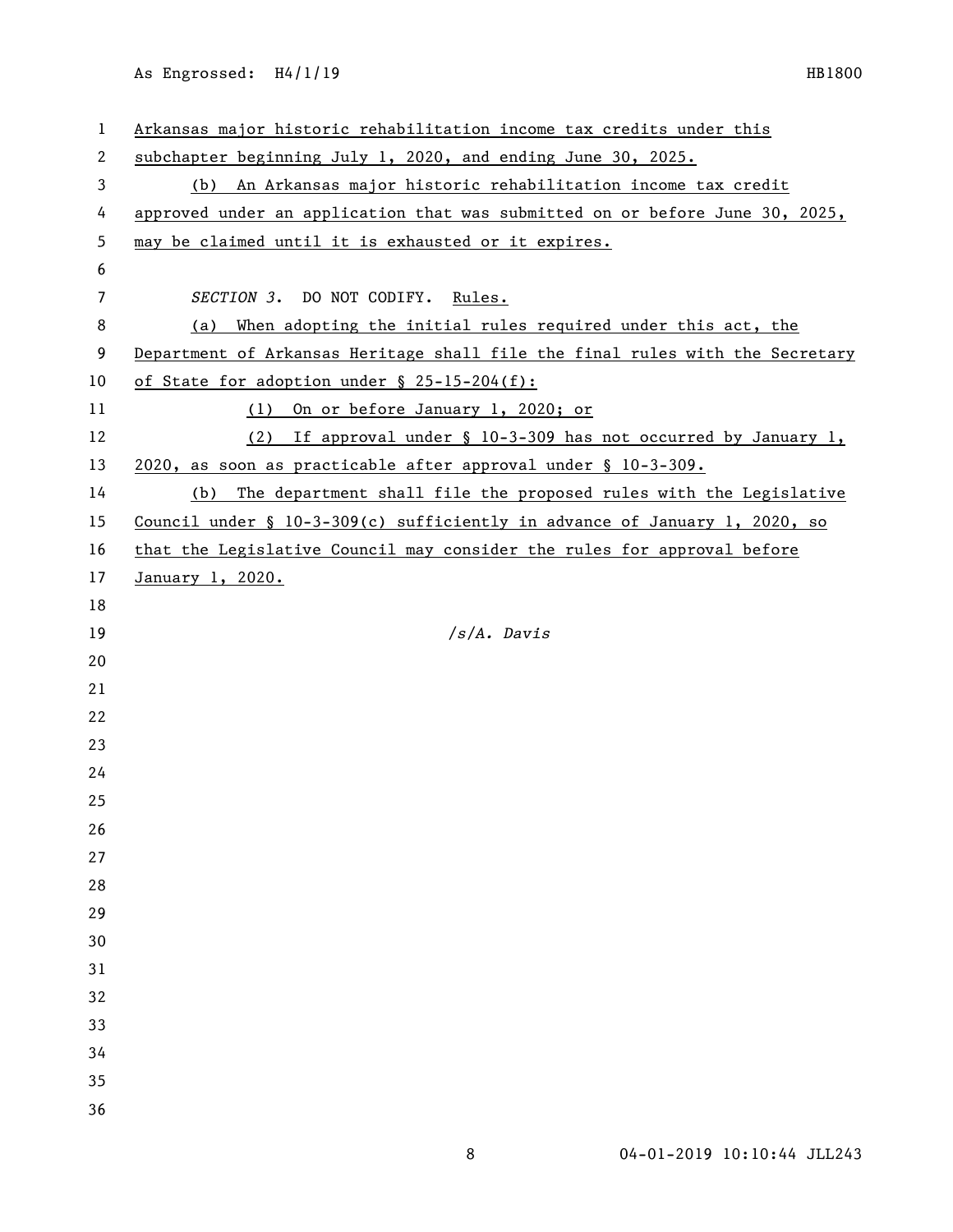Arkansas major historic rehabilitation income tax credits under this subchapter beginning July 1, 2020, and ending June 30, 2025.

(b) An Arkansas major historic rehabilitation income tax credit approved under an application that was submitted on or before June 30, 2025, may be claimed until it is exhausted or it expires.

*SECTION 3.* DO NOT CODIFY. Rules.

(a) When adopting the initial rules required under this act, the Department of Arkansas Heritage shall file the final rules with the Secretary of State for adoption under § 25-15-204(f):

(1) On or before January 1, 2020; or

(2) If approval under § 10-3-309 has not occurred by January 1, 2020, as soon as practicable after approval under § 10-3-309.

(b) The department shall file the proposed rules with the Legislative Council under § 10-3-309(c) sufficiently in advance of January 1, 2020, so that the Legislative Council may consider the rules for approval before January 1, 2020.

*/s/A. Davis*